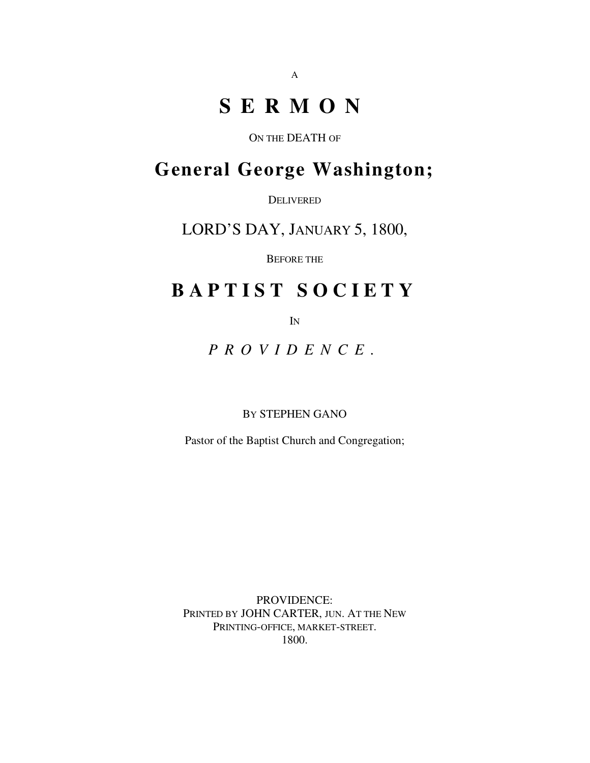A

# S E R M O N

ON THE DEATH OF

# General George Washington;

DELIVERED

LORD'S DAY, JANUARY 5, 1800,

BEFORE THE

## B A P T I S T   S O C I E T Y

IN

*P R O V I D E N C E .*

BY STEPHEN GANO

Pastor of the Baptist Church and Congregation;

PROVIDENCE:
PRINTED BY JOHN CARTER, JUN. AT THE NEW
PRINTING-OFFICE, MARKET-STREET.
1800.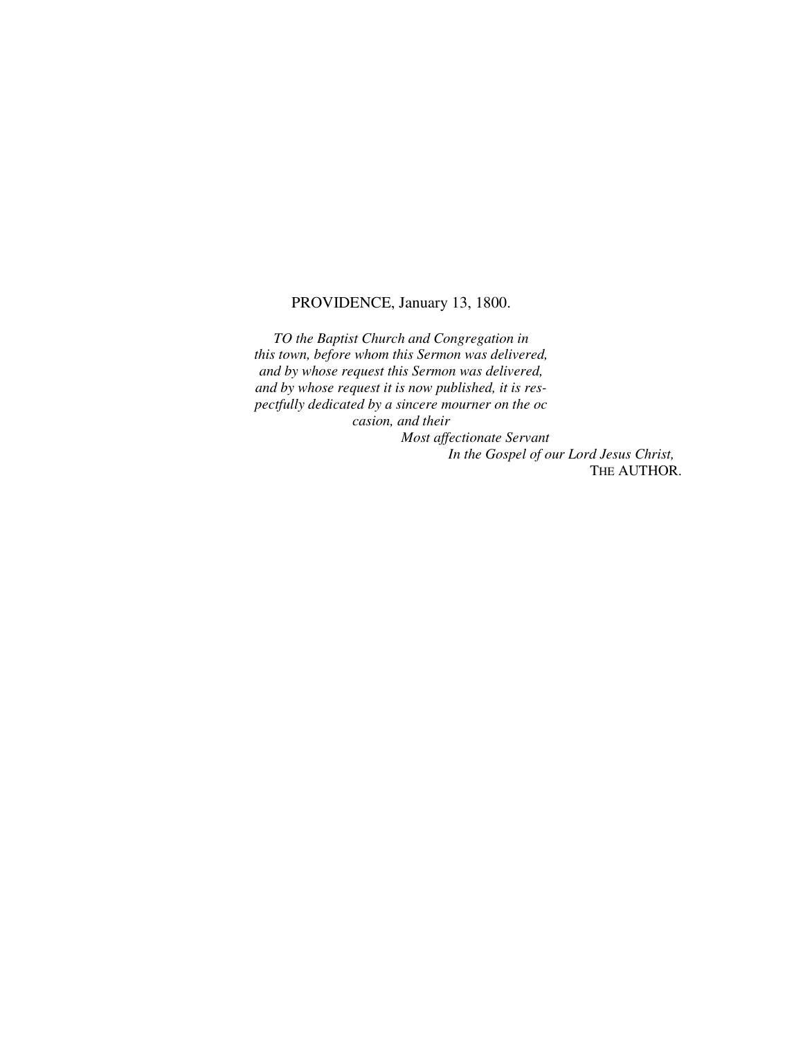PROVIDENCE, January 13, 1800.

*TO the Baptist Church and Congregation in this town, before whom this Sermon was delivered, and by whose request this Sermon was delivered, and by whose request it is now published, it is respectfully dedicated by a sincere mourner on the occasion, and their*

*Most affectionate Servant*

*In the Gospel of our Lord Jesus Christ,*

THE AUTHOR.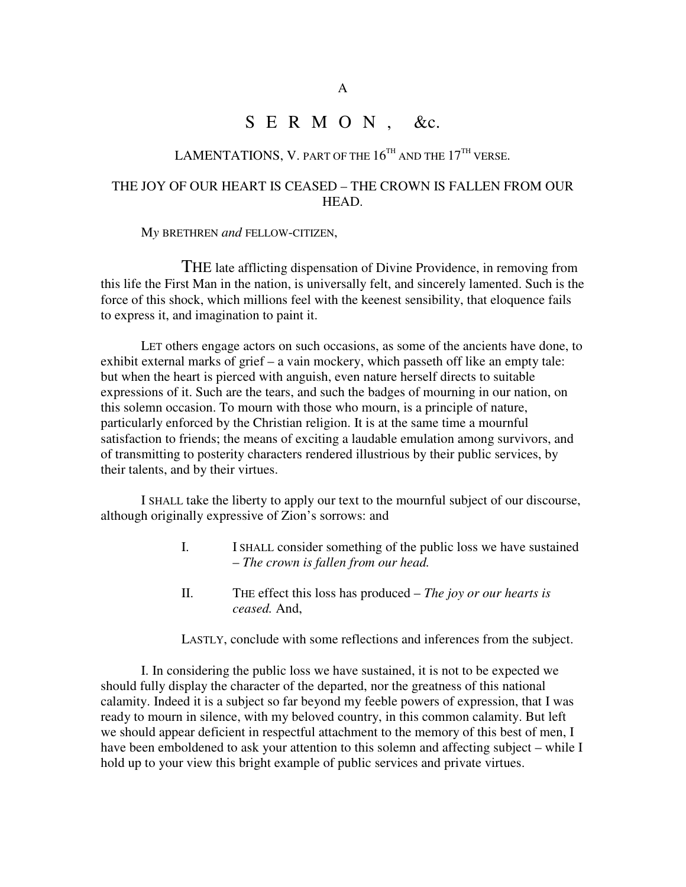A

# S E R M O N , &c.

LAMENTATIONS, V. PART OF THE 16TH AND THE 17TH VERSE.

THE JOY OF OUR HEART IS CEASED – THE CROWN IS FALLEN FROM OUR HEAD.

MY BRETHREN *and* FELLOW-CITIZEN,

THE late afflicting dispensation of Divine Providence, in removing from this life the First Man in the nation, is universally felt, and sincerely lamented. Such is the force of this shock, which millions feel with the keenest sensibility, that eloquence fails to express it, and imagination to paint it.

LET others engage actors on such occasions, as some of the ancients have done, to exhibit external marks of grief – a vain mockery, which passeth off like an empty tale: but when the heart is pierced with anguish, even nature herself directs to suitable expressions of it. Such are the tears, and such the badges of mourning in our nation, on this solemn occasion. To mourn with those who mourn, is a principle of nature, particularly enforced by the Christian religion. It is at the same time a mournful satisfaction to friends; the means of exciting a laudable emulation among survivors, and of transmitting to posterity characters rendered illustrious by their public services, by their talents, and by their virtues.

I SHALL take the liberty to apply our text to the mournful subject of our discourse, although originally expressive of Zion's sorrows: and

I. I SHALL consider something of the public loss we have sustained – *The crown is fallen from our head.*

II. THE effect this loss has produced – *The joy or our hearts is ceased.* And,

LASTLY, conclude with some reflections and inferences from the subject.

I. In considering the public loss we have sustained, it is not to be expected we should fully display the character of the departed, nor the greatness of this national calamity. Indeed it is a subject so far beyond my feeble powers of expression, that I was ready to mourn in silence, with my beloved country, in this common calamity. But left we should appear deficient in respectful attachment to the memory of this best of men, I have been emboldened to ask your attention to this solemn and affecting subject – while I hold up to your view this bright example of public services and private virtues.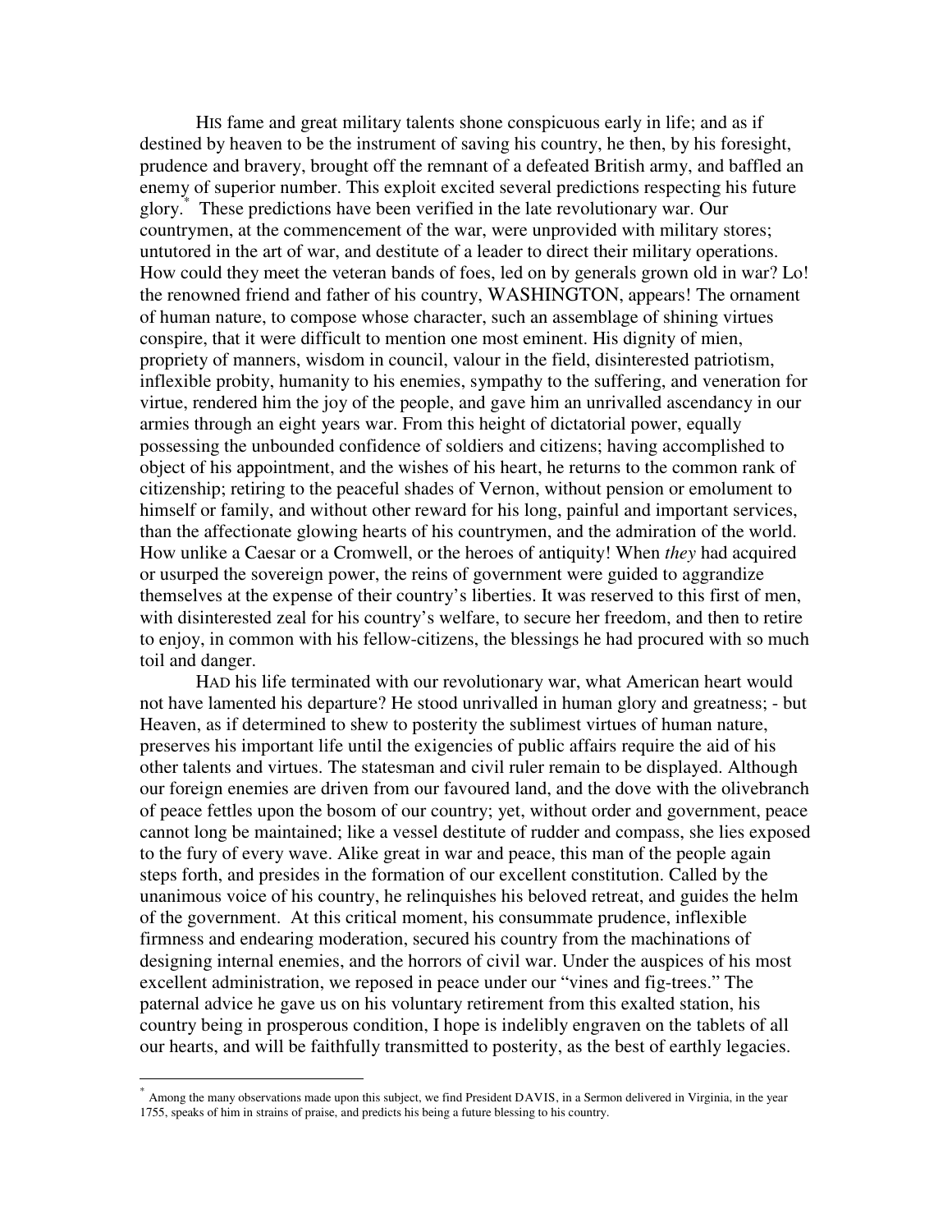HIS fame and great military talents shone conspicuous early in life; and as if destined by heaven to be the instrument of saving his country, he then, by his foresight, prudence and bravery, brought off the remnant of a defeated British army, and baffled an enemy of superior number. This exploit excited several predictions respecting his future glory.* These predictions have been verified in the late revolutionary war. Our countrymen, at the commencement of the war, were unprovided with military stores; untutored in the art of war, and destitute of a leader to direct their military operations. How could they meet the veteran bands of foes, led on by generals grown old in war? Lo! the renowned friend and father of his country, WASHINGTON, appears! The ornament of human nature, to compose whose character, such an assemblage of shining virtues conspire, that it were difficult to mention one most eminent. His dignity of mien, propriety of manners, wisdom in council, valour in the field, disinterested patriotism, inflexible probity, humanity to his enemies, sympathy to the suffering, and veneration for virtue, rendered him the joy of the people, and gave him an unrivalled ascendancy in our armies through an eight years war. From this height of dictatorial power, equally possessing the unbounded confidence of soldiers and citizens; having accomplished to object of his appointment, and the wishes of his heart, he returns to the common rank of citizenship; retiring to the peaceful shades of Vernon, without pension or emolument to himself or family, and without other reward for his long, painful and important services, than the affectionate glowing hearts of his countrymen, and the admiration of the world. How unlike a Caesar or a Cromwell, or the heroes of antiquity! When *they* had acquired or usurped the sovereign power, the reins of government were guided to aggrandize themselves at the expense of their country's liberties. It was reserved to this first of men, with disinterested zeal for his country's welfare, to secure her freedom, and then to retire to enjoy, in common with his fellow-citizens, the blessings he had procured with so much toil and danger.

HAD his life terminated with our revolutionary war, what American heart would not have lamented his departure? He stood unrivalled in human glory and greatness; - but Heaven, as if determined to shew to posterity the sublimest virtues of human nature, preserves his important life until the exigencies of public affairs require the aid of his other talents and virtues. The statesman and civil ruler remain to be displayed. Although our foreign enemies are driven from our favoured land, and the dove with the olivebranch of peace fettles upon the bosom of our country; yet, without order and government, peace cannot long be maintained; like a vessel destitute of rudder and compass, she lies exposed to the fury of every wave. Alike great in war and peace, this man of the people again steps forth, and presides in the formation of our excellent constitution. Called by the unanimous voice of his country, he relinquishes his beloved retreat, and guides the helm of the government. At this critical moment, his consummate prudence, inflexible firmness and endearing moderation, secured his country from the machinations of designing internal enemies, and the horrors of civil war. Under the auspices of his most excellent administration, we reposed in peace under our "vines and fig-trees." The paternal advice he gave us on his voluntary retirement from this exalted station, his country being in prosperous condition, I hope is indelibly engraven on the tablets of all our hearts, and will be faithfully transmitted to posterity, as the best of earthly legacies.

---

* Among the many observations made upon this subject, we find President DAVIS, in a Sermon delivered in Virginia, in the year 1755, speaks of him in strains of praise, and predicts his being a future blessing to his country.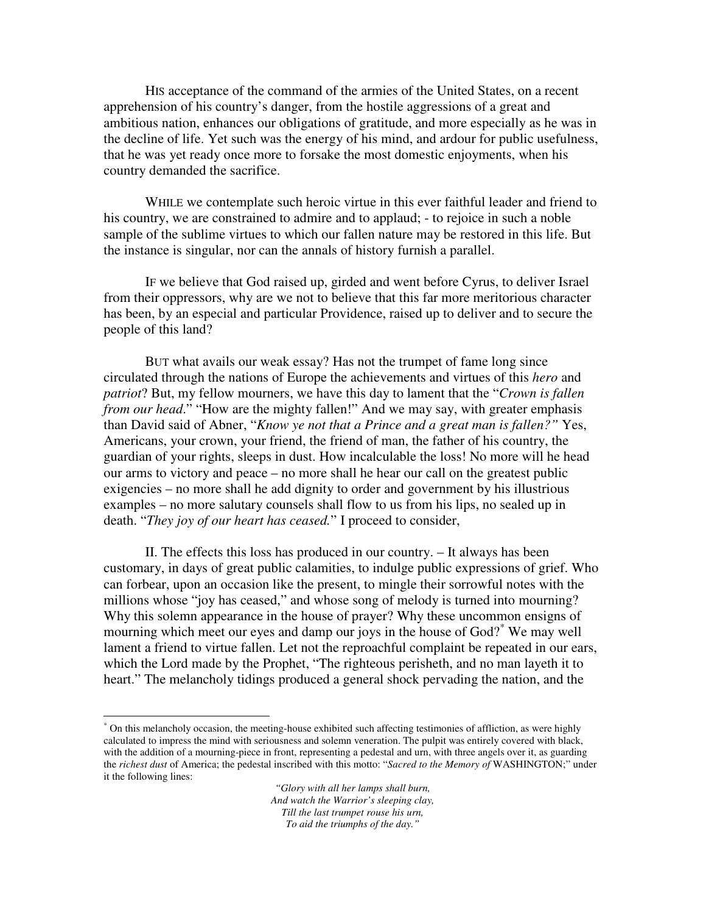HIS acceptance of the command of the armies of the United States, on a recent apprehension of his country's danger, from the hostile aggressions of a great and ambitious nation, enhances our obligations of gratitude, and more especially as he was in the decline of life. Yet such was the energy of his mind, and ardour for public usefulness, that he was yet ready once more to forsake the most domestic enjoyments, when his country demanded the sacrifice.

WHILE we contemplate such heroic virtue in this ever faithful leader and friend to his country, we are constrained to admire and to applaud; - to rejoice in such a noble sample of the sublime virtues to which our fallen nature may be restored in this life. But the instance is singular, nor can the annals of history furnish a parallel.

IF we believe that God raised up, girded and went before Cyrus, to deliver Israel from their oppressors, why are we not to believe that this far more meritorious character has been, by an especial and particular Providence, raised up to deliver and to secure the people of this land?

BUT what avails our weak essay? Has not the trumpet of fame long since circulated through the nations of Europe the achievements and virtues of this *hero* and *patriot*? But, my fellow mourners, we have this day to lament that the "*Crown is fallen from our head*." "How are the mighty fallen!" And we may say, with greater emphasis than David said of Abner, "*Know ye not that a Prince and a great man is fallen?"* Yes, Americans, your crown, your friend, the friend of man, the father of his country, the guardian of your rights, sleeps in dust. How incalculable the loss! No more will he head our arms to victory and peace – no more shall he hear our call on the greatest public exigencies – no more shall he add dignity to order and government by his illustrious examples – no more salutary counsels shall flow to us from his lips, no sealed up in death. "*They joy of our heart has ceased.*" I proceed to consider,

II. The effects this loss has produced in our country. – It always has been customary, in days of great public calamities, to indulge public expressions of grief. Who can forbear, upon an occasion like the present, to mingle their sorrowful notes with the millions whose "joy has ceased," and whose song of melody is turned into mourning? Why this solemn appearance in the house of prayer? Why these uncommon ensigns of mourning which meet our eyes and damp our joys in the house of God?* We may well lament a friend to virtue fallen. Let not the reproachful complaint be repeated in our ears, which the Lord made by the Prophet, "The righteous perisheth, and no man layeth it to heart." The melancholy tidings produced a general shock pervading the nation, and the

---

* On this melancholy occasion, the meeting-house exhibited such affecting testimonies of affliction, as were highly calculated to impress the mind with seriousness and solemn veneration. The pulpit was entirely covered with black, with the addition of a mourning-piece in front, representing a pedestal and urn, with three angels over it, as guarding the *richest dust* of America; the pedestal inscribed with this motto: "*Sacred to the Memory of* WASHINGTON;" under it the following lines:

> *"Glory with all her lamps shall burn,*
> *And watch the Warrior's sleeping clay,*
> *Till the last trumpet rouse his urn,*
> *To aid the triumphs of the day."*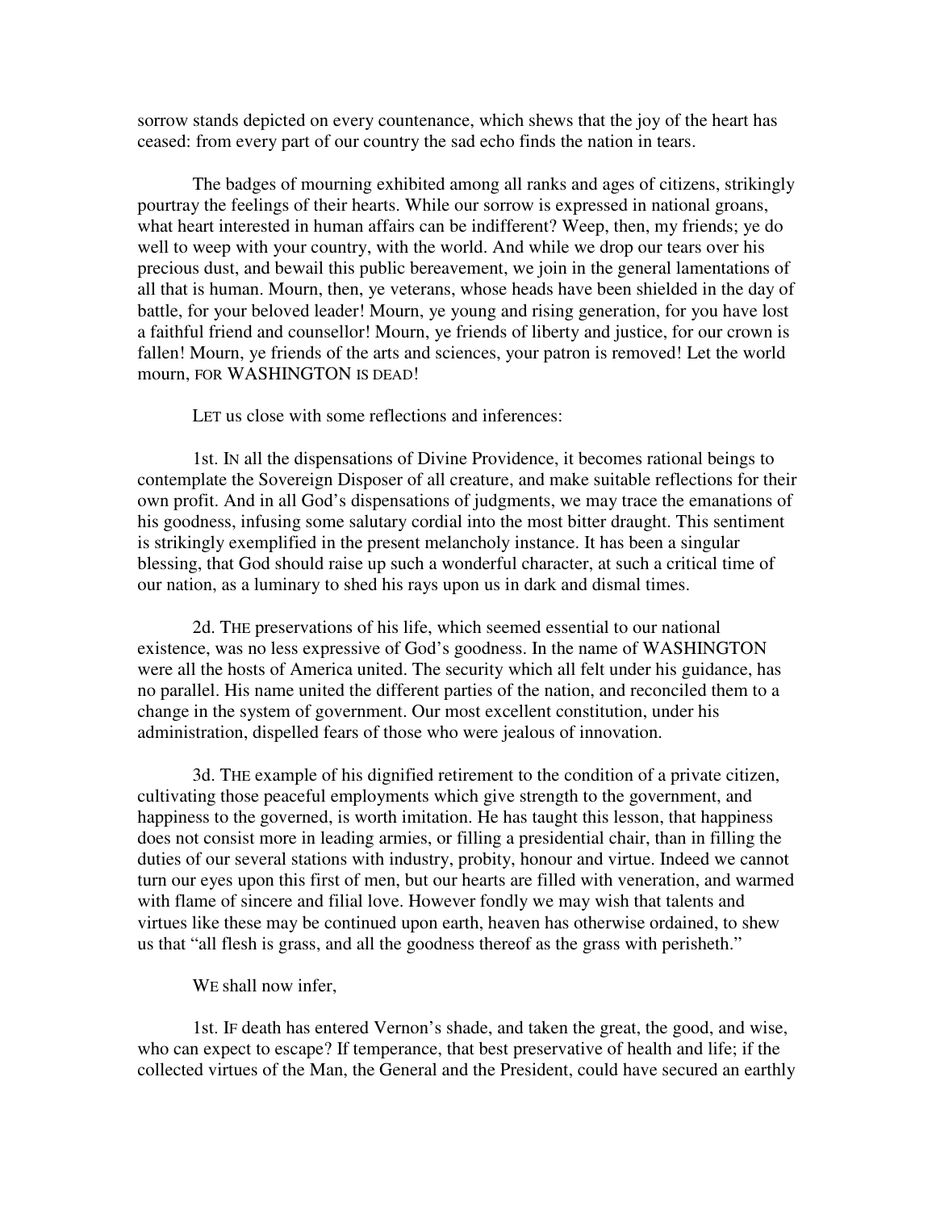sorrow stands depicted on every countenance, which shews that the joy of the heart has ceased: from every part of our country the sad echo finds the nation in tears.

The badges of mourning exhibited among all ranks and ages of citizens, strikingly pourtray the feelings of their hearts. While our sorrow is expressed in national groans, what heart interested in human affairs can be indifferent? Weep, then, my friends; ye do well to weep with your country, with the world. And while we drop our tears over his precious dust, and bewail this public bereavement, we join in the general lamentations of all that is human. Mourn, then, ye veterans, whose heads have been shielded in the day of battle, for your beloved leader! Mourn, ye young and rising generation, for you have lost a faithful friend and counsellor! Mourn, ye friends of liberty and justice, for our crown is fallen! Mourn, ye friends of the arts and sciences, your patron is removed! Let the world mourn, FOR WASHINGTON IS DEAD!

LET us close with some reflections and inferences:

1st. IN all the dispensations of Divine Providence, it becomes rational beings to contemplate the Sovereign Disposer of all creature, and make suitable reflections for their own profit. And in all God's dispensations of judgments, we may trace the emanations of his goodness, infusing some salutary cordial into the most bitter draught. This sentiment is strikingly exemplified in the present melancholy instance. It has been a singular blessing, that God should raise up such a wonderful character, at such a critical time of our nation, as a luminary to shed his rays upon us in dark and dismal times.

2d. THE preservations of his life, which seemed essential to our national existence, was no less expressive of God's goodness. In the name of WASHINGTON were all the hosts of America united. The security which all felt under his guidance, has no parallel. His name united the different parties of the nation, and reconciled them to a change in the system of government. Our most excellent constitution, under his administration, dispelled fears of those who were jealous of innovation.

3d. THE example of his dignified retirement to the condition of a private citizen, cultivating those peaceful employments which give strength to the government, and happiness to the governed, is worth imitation. He has taught this lesson, that happiness does not consist more in leading armies, or filling a presidential chair, than in filling the duties of our several stations with industry, probity, honour and virtue. Indeed we cannot turn our eyes upon this first of men, but our hearts are filled with veneration, and warmed with flame of sincere and filial love. However fondly we may wish that talents and virtues like these may be continued upon earth, heaven has otherwise ordained, to shew us that "all flesh is grass, and all the goodness thereof as the grass with perisheth."

WE shall now infer,

1st. IF death has entered Vernon's shade, and taken the great, the good, and wise, who can expect to escape? If temperance, that best preservative of health and life; if the collected virtues of the Man, the General and the President, could have secured an earthly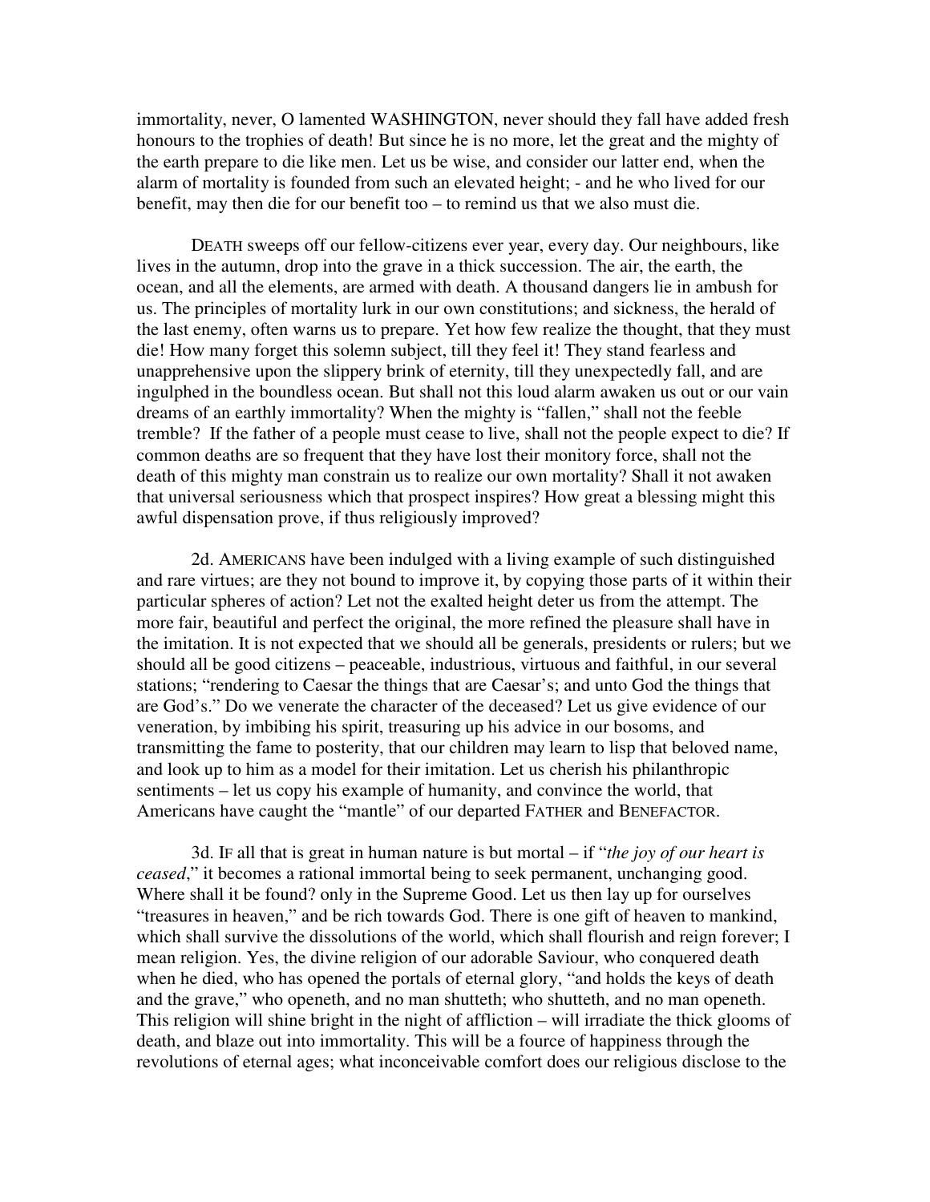immortality, never, O lamented WASHINGTON, never should they fall have added fresh honours to the trophies of death! But since he is no more, let the great and the mighty of the earth prepare to die like men. Let us be wise, and consider our latter end, when the alarm of mortality is founded from such an elevated height; - and he who lived for our benefit, may then die for our benefit too – to remind us that we also must die.

DEATH sweeps off our fellow-citizens ever year, every day. Our neighbours, like lives in the autumn, drop into the grave in a thick succession. The air, the earth, the ocean, and all the elements, are armed with death. A thousand dangers lie in ambush for us. The principles of mortality lurk in our own constitutions; and sickness, the herald of the last enemy, often warns us to prepare. Yet how few realize the thought, that they must die! How many forget this solemn subject, till they feel it! They stand fearless and unapprehensive upon the slippery brink of eternity, till they unexpectedly fall, and are ingulphed in the boundless ocean. But shall not this loud alarm awaken us out or our vain dreams of an earthly immortality? When the mighty is "fallen," shall not the feeble tremble? If the father of a people must cease to live, shall not the people expect to die? If common deaths are so frequent that they have lost their monitory force, shall not the death of this mighty man constrain us to realize our own mortality? Shall it not awaken that universal seriousness which that prospect inspires? How great a blessing might this awful dispensation prove, if thus religiously improved?

2d. AMERICANS have been indulged with a living example of such distinguished and rare virtues; are they not bound to improve it, by copying those parts of it within their particular spheres of action? Let not the exalted height deter us from the attempt. The more fair, beautiful and perfect the original, the more refined the pleasure shall have in the imitation. It is not expected that we should all be generals, presidents or rulers; but we should all be good citizens – peaceable, industrious, virtuous and faithful, in our several stations; "rendering to Caesar the things that are Caesar's; and unto God the things that are God's." Do we venerate the character of the deceased? Let us give evidence of our veneration, by imbibing his spirit, treasuring up his advice in our bosoms, and transmitting the fame to posterity, that our children may learn to lisp that beloved name, and look up to him as a model for their imitation. Let us cherish his philanthropic sentiments – let us copy his example of humanity, and convince the world, that Americans have caught the "mantle" of our departed FATHER and BENEFACTOR.

3d. IF all that is great in human nature is but mortal – if "*the joy of our heart is ceased*," it becomes a rational immortal being to seek permanent, unchanging good. Where shall it be found? only in the Supreme Good. Let us then lay up for ourselves "treasures in heaven," and be rich towards God. There is one gift of heaven to mankind, which shall survive the dissolutions of the world, which shall flourish and reign forever; I mean religion. Yes, the divine religion of our adorable Saviour, who conquered death when he died, who has opened the portals of eternal glory, "and holds the keys of death and the grave," who openeth, and no man shutteth; who shutteth, and no man openeth. This religion will shine bright in the night of affliction – will irradiate the thick glooms of death, and blaze out into immortality. This will be a fource of happiness through the revolutions of eternal ages; what inconceivable comfort does our religious disclose to the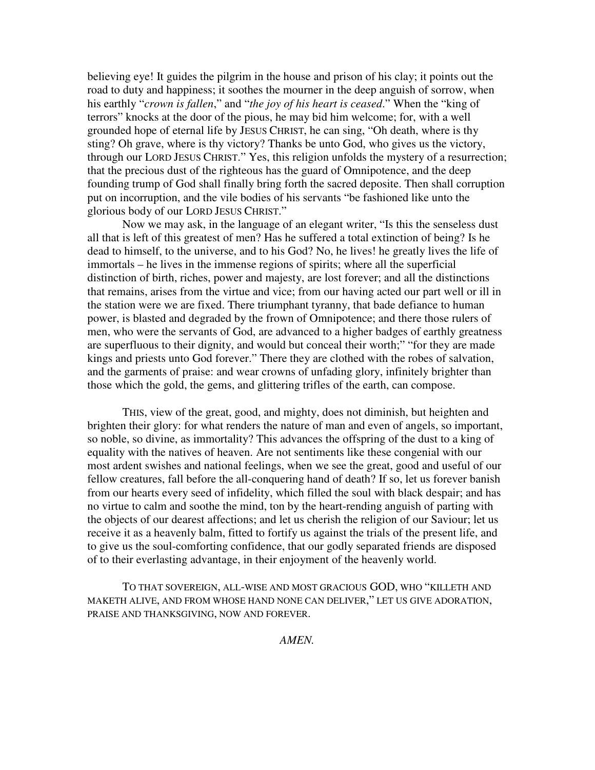believing eye! It guides the pilgrim in the house and prison of his clay; it points out the road to duty and happiness; it soothes the mourner in the deep anguish of sorrow, when his earthly "*crown is fallen*," and "*the joy of his heart is ceased*." When the "king of terrors" knocks at the door of the pious, he may bid him welcome; for, with a well grounded hope of eternal life by JESUS CHRIST, he can sing, "Oh death, where is thy sting? Oh grave, where is thy victory? Thanks be unto God, who gives us the victory, through our LORD JESUS CHRIST." Yes, this religion unfolds the mystery of a resurrection; that the precious dust of the righteous has the guard of Omnipotence, and the deep founding trump of God shall finally bring forth the sacred deposite. Then shall corruption put on incorruption, and the vile bodies of his servants "be fashioned like unto the glorious body of our LORD JESUS CHRIST."

Now we may ask, in the language of an elegant writer, "Is this the senseless dust all that is left of this greatest of men? Has he suffered a total extinction of being? Is he dead to himself, to the universe, and to his God? No, he lives! he greatly lives the life of immortals – he lives in the immense regions of spirits; where all the superficial distinction of birth, riches, power and majesty, are lost forever; and all the distinctions that remains, arises from the virtue and vice; from our having acted our part well or ill in the station were we are fixed. There triumphant tyranny, that bade defiance to human power, is blasted and degraded by the frown of Omnipotence; and there those rulers of men, who were the servants of God, are advanced to a higher badges of earthly greatness are superfluous to their dignity, and would but conceal their worth;" "for they are made kings and priests unto God forever." There they are clothed with the robes of salvation, and the garments of praise: and wear crowns of unfading glory, infinitely brighter than those which the gold, the gems, and glittering trifles of the earth, can compose.

THIS, view of the great, good, and mighty, does not diminish, but heighten and brighten their glory: for what renders the nature of man and even of angels, so important, so noble, so divine, as immortality? This advances the offspring of the dust to a king of equality with the natives of heaven. Are not sentiments like these congenial with our most ardent swishes and national feelings, when we see the great, good and useful of our fellow creatures, fall before the all-conquering hand of death? If so, let us forever banish from our hearts every seed of infidelity, which filled the soul with black despair; and has no virtue to calm and soothe the mind, ton by the heart-rending anguish of parting with the objects of our dearest affections; and let us cherish the religion of our Saviour; let us receive it as a heavenly balm, fitted to fortify us against the trials of the present life, and to give us the soul-comforting confidence, that our godly separated friends are disposed of to their everlasting advantage, in their enjoyment of the heavenly world.

TO THAT SOVEREIGN, ALL-WISE AND MOST GRACIOUS GOD, WHO "KILLETH AND MAKETH ALIVE, AND FROM WHOSE HAND NONE CAN DELIVER," LET US GIVE ADORATION, PRAISE AND THANKSGIVING, NOW AND FOREVER.

*AMEN.*